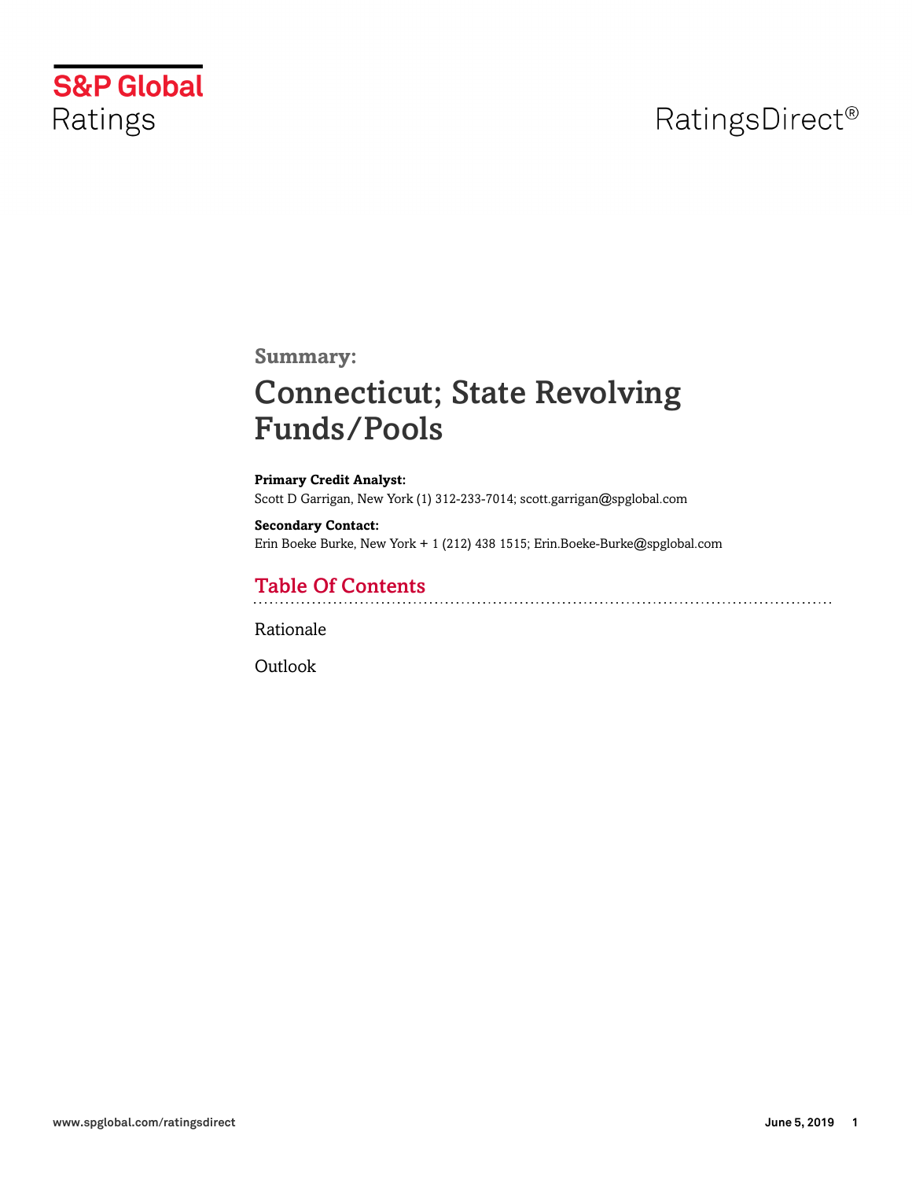S&P Global Ratings

RatingsDirect®

**Summary:**

# Connecticut; State Revolving Funds/Pools

**Primary Credit Analyst:**
Scott D Garrigan, New York (1) 312-233-7014; scott.garrigan@spglobal.com

**Secondary Contact:**
Erin Boeke Burke, New York + 1 (212) 438 1515; Erin.Boeke-Burke@spglobal.com

## Table Of Contents

Rationale

Outlook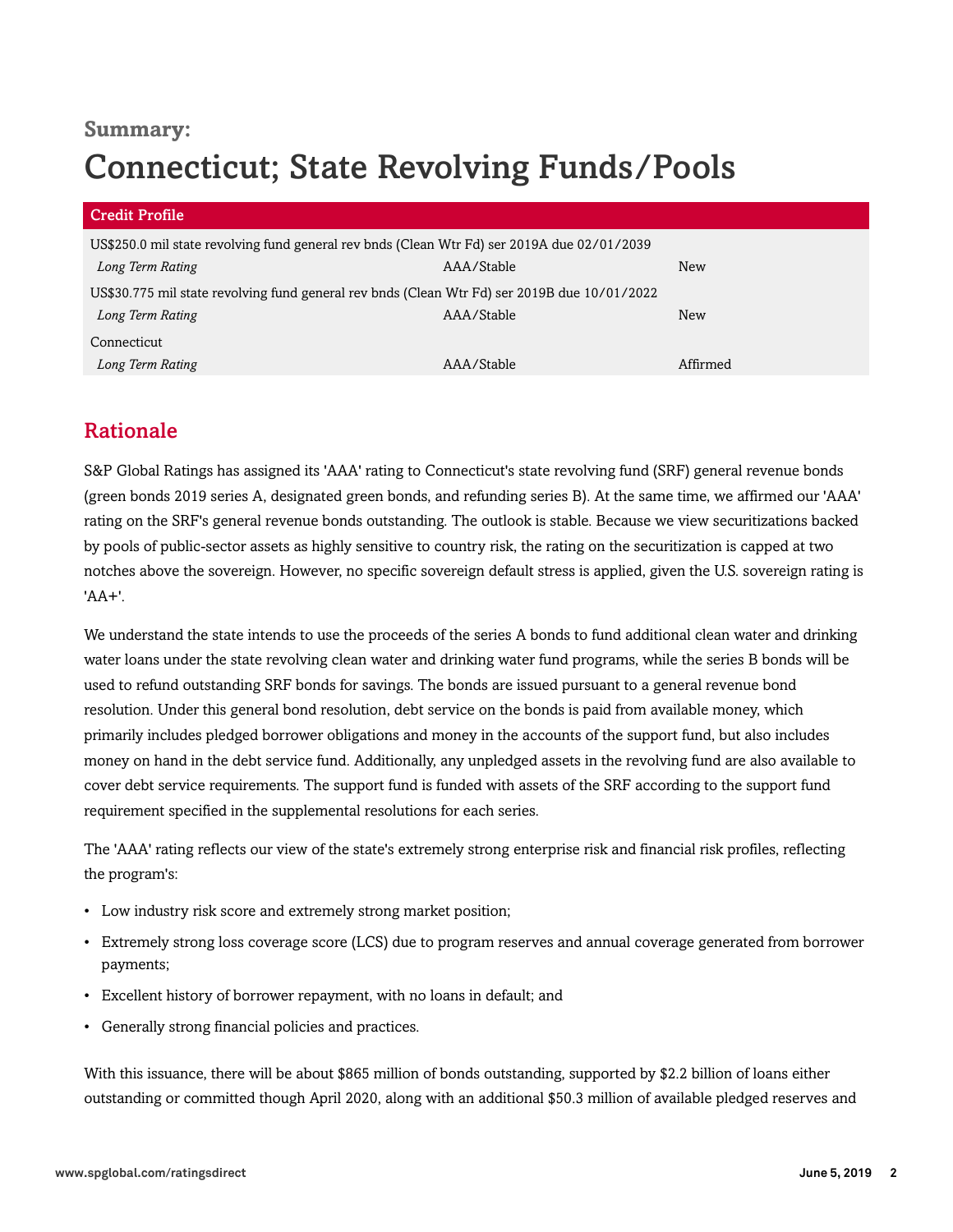**Summary:**

# Connecticut; State Revolving Funds/Pools

| Credit Profile | | |
|---|---|---|
| US$250.0 mil state revolving fund general rev bnds (Clean Wtr Fd) ser 2019A due 02/01/2039 | | |
| *Long Term Rating* | AAA/Stable | New |
| US$30.775 mil state revolving fund general rev bnds (Clean Wtr Fd) ser 2019B due 10/01/2022 | | |
| *Long Term Rating* | AAA/Stable | New |
| Connecticut | | |
| *Long Term Rating* | AAA/Stable | Affirmed |

## Rationale

S&P Global Ratings has assigned its 'AAA' rating to Connecticut's state revolving fund (SRF) general revenue bonds (green bonds 2019 series A, designated green bonds, and refunding series B). At the same time, we affirmed our 'AAA' rating on the SRF's general revenue bonds outstanding. The outlook is stable. Because we view securitizations backed by pools of public-sector assets as highly sensitive to country risk, the rating on the securitization is capped at two notches above the sovereign. However, no specific sovereign default stress is applied, given the U.S. sovereign rating is 'AA+'.

We understand the state intends to use the proceeds of the series A bonds to fund additional clean water and drinking water loans under the state revolving clean water and drinking water fund programs, while the series B bonds will be used to refund outstanding SRF bonds for savings. The bonds are issued pursuant to a general revenue bond resolution. Under this general bond resolution, debt service on the bonds is paid from available money, which primarily includes pledged borrower obligations and money in the accounts of the support fund, but also includes money on hand in the debt service fund. Additionally, any unpledged assets in the revolving fund are also available to cover debt service requirements. The support fund is funded with assets of the SRF according to the support fund requirement specified in the supplemental resolutions for each series.

The 'AAA' rating reflects our view of the state's extremely strong enterprise risk and financial risk profiles, reflecting the program's:

- Low industry risk score and extremely strong market position;
- Extremely strong loss coverage score (LCS) due to program reserves and annual coverage generated from borrower payments;
- Excellent history of borrower repayment, with no loans in default; and
- Generally strong financial policies and practices.

With this issuance, there will be about $865 million of bonds outstanding, supported by $2.2 billion of loans either outstanding or committed though April 2020, along with an additional $50.3 million of available pledged reserves and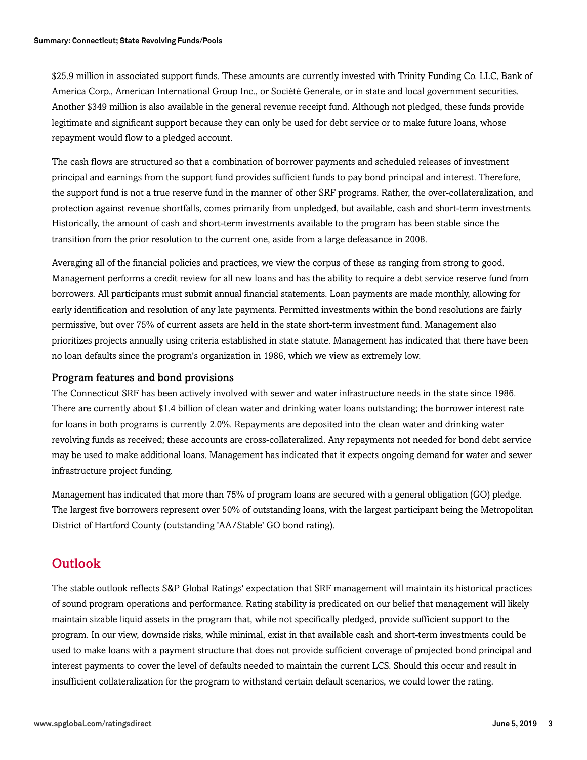$25.9 million in associated support funds. These amounts are currently invested with Trinity Funding Co. LLC, Bank of America Corp., American International Group Inc., or Société Generale, or in state and local government securities. Another $349 million is also available in the general revenue receipt fund. Although not pledged, these funds provide legitimate and significant support because they can only be used for debt service or to make future loans, whose repayment would flow to a pledged account.

The cash flows are structured so that a combination of borrower payments and scheduled releases of investment principal and earnings from the support fund provides sufficient funds to pay bond principal and interest. Therefore, the support fund is not a true reserve fund in the manner of other SRF programs. Rather, the over-collateralization, and protection against revenue shortfalls, comes primarily from unpledged, but available, cash and short-term investments. Historically, the amount of cash and short-term investments available to the program has been stable since the transition from the prior resolution to the current one, aside from a large defeasance in 2008.

Averaging all of the financial policies and practices, we view the corpus of these as ranging from strong to good. Management performs a credit review for all new loans and has the ability to require a debt service reserve fund from borrowers. All participants must submit annual financial statements. Loan payments are made monthly, allowing for early identification and resolution of any late payments. Permitted investments within the bond resolutions are fairly permissive, but over 75% of current assets are held in the state short-term investment fund. Management also prioritizes projects annually using criteria established in state statute. Management has indicated that there have been no loan defaults since the program's organization in 1986, which we view as extremely low.

### Program features and bond provisions

The Connecticut SRF has been actively involved with sewer and water infrastructure needs in the state since 1986. There are currently about $1.4 billion of clean water and drinking water loans outstanding; the borrower interest rate for loans in both programs is currently 2.0%. Repayments are deposited into the clean water and drinking water revolving funds as received; these accounts are cross-collateralized. Any repayments not needed for bond debt service may be used to make additional loans. Management has indicated that it expects ongoing demand for water and sewer infrastructure project funding.

Management has indicated that more than 75% of program loans are secured with a general obligation (GO) pledge. The largest five borrowers represent over 50% of outstanding loans, with the largest participant being the Metropolitan District of Hartford County (outstanding 'AA/Stable' GO bond rating).

## Outlook

The stable outlook reflects S&P Global Ratings' expectation that SRF management will maintain its historical practices of sound program operations and performance. Rating stability is predicated on our belief that management will likely maintain sizable liquid assets in the program that, while not specifically pledged, provide sufficient support to the program. In our view, downside risks, while minimal, exist in that available cash and short-term investments could be used to make loans with a payment structure that does not provide sufficient coverage of projected bond principal and interest payments to cover the level of defaults needed to maintain the current LCS. Should this occur and result in insufficient collateralization for the program to withstand certain default scenarios, we could lower the rating.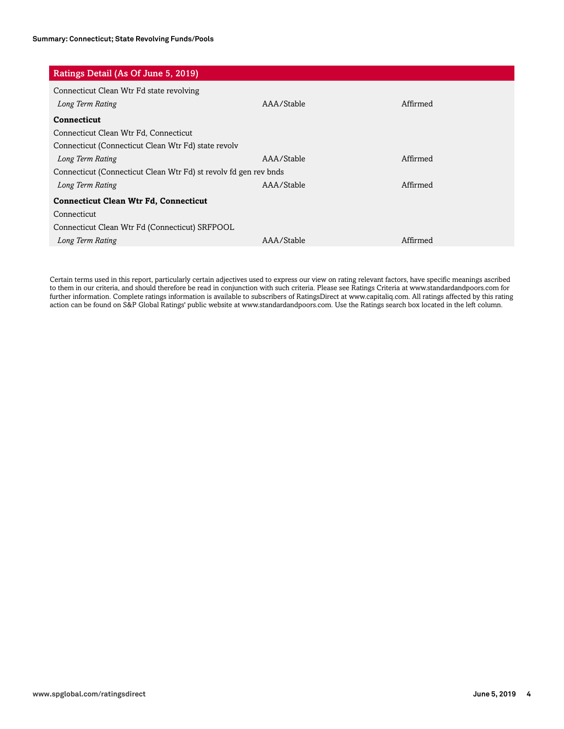| Ratings Detail (As Of June 5, 2019) | | |
|---|---|---|
| Connecticut Clean Wtr Fd state revolving | | |
| *Long Term Rating* | AAA/Stable | Affirmed |
| **Connecticut** | | |
| Connecticut Clean Wtr Fd, Connecticut | | |
| Connecticut (Connecticut Clean Wtr Fd) state revolv | | |
| *Long Term Rating* | AAA/Stable | Affirmed |
| Connecticut (Connecticut Clean Wtr Fd) st revolv fd gen rev bnds | | |
| *Long Term Rating* | AAA/Stable | Affirmed |
| **Connecticut Clean Wtr Fd, Connecticut** | | |
| Connecticut | | |
| Connecticut Clean Wtr Fd (Connecticut) SRFPOOL | | |
| *Long Term Rating* | AAA/Stable | Affirmed |

Certain terms used in this report, particularly certain adjectives used to express our view on rating relevant factors, have specific meanings ascribed to them in our criteria, and should therefore be read in conjunction with such criteria. Please see Ratings Criteria at www.standardandpoors.com for further information. Complete ratings information is available to subscribers of RatingsDirect at www.capitaliq.com. All ratings affected by this rating action can be found on S&P Global Ratings' public website at www.standardandpoors.com. Use the Ratings search box located in the left column.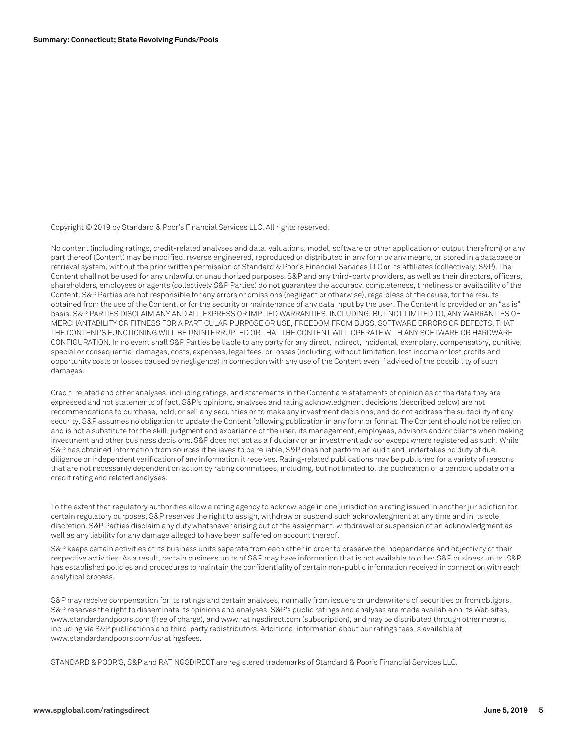Copyright © 2019 by Standard & Poor's Financial Services LLC. All rights reserved.

No content (including ratings, credit-related analyses and data, valuations, model, software or other application or output therefrom) or any part thereof (Content) may be modified, reverse engineered, reproduced or distributed in any form by any means, or stored in a database or retrieval system, without the prior written permission of Standard & Poor's Financial Services LLC or its affiliates (collectively, S&P). The Content shall not be used for any unlawful or unauthorized purposes. S&P and any third-party providers, as well as their directors, officers, shareholders, employees or agents (collectively S&P Parties) do not guarantee the accuracy, completeness, timeliness or availability of the Content. S&P Parties are not responsible for any errors or omissions (negligent or otherwise), regardless of the cause, for the results obtained from the use of the Content, or for the security or maintenance of any data input by the user. The Content is provided on an "as is" basis. S&P PARTIES DISCLAIM ANY AND ALL EXPRESS OR IMPLIED WARRANTIES, INCLUDING, BUT NOT LIMITED TO, ANY WARRANTIES OF MERCHANTABILITY OR FITNESS FOR A PARTICULAR PURPOSE OR USE, FREEDOM FROM BUGS, SOFTWARE ERRORS OR DEFECTS, THAT THE CONTENT'S FUNCTIONING WILL BE UNINTERRUPTED OR THAT THE CONTENT WILL OPERATE WITH ANY SOFTWARE OR HARDWARE CONFIGURATION. In no event shall S&P Parties be liable to any party for any direct, indirect, incidental, exemplary, compensatory, punitive, special or consequential damages, costs, expenses, legal fees, or losses (including, without limitation, lost income or lost profits and opportunity costs or losses caused by negligence) in connection with any use of the Content even if advised of the possibility of such damages.

Credit-related and other analyses, including ratings, and statements in the Content are statements of opinion as of the date they are expressed and not statements of fact. S&P's opinions, analyses and rating acknowledgment decisions (described below) are not recommendations to purchase, hold, or sell any securities or to make any investment decisions, and do not address the suitability of any security. S&P assumes no obligation to update the Content following publication in any form or format. The Content should not be relied on and is not a substitute for the skill, judgment and experience of the user, its management, employees, advisors and/or clients when making investment and other business decisions. S&P does not act as a fiduciary or an investment advisor except where registered as such. While S&P has obtained information from sources it believes to be reliable, S&P does not perform an audit and undertakes no duty of due diligence or independent verification of any information it receives. Rating-related publications may be published for a variety of reasons that are not necessarily dependent on action by rating committees, including, but not limited to, the publication of a periodic update on a credit rating and related analyses.

To the extent that regulatory authorities allow a rating agency to acknowledge in one jurisdiction a rating issued in another jurisdiction for certain regulatory purposes, S&P reserves the right to assign, withdraw or suspend such acknowledgment at any time and in its sole discretion. S&P Parties disclaim any duty whatsoever arising out of the assignment, withdrawal or suspension of an acknowledgment as well as any liability for any damage alleged to have been suffered on account thereof.

S&P keeps certain activities of its business units separate from each other in order to preserve the independence and objectivity of their respective activities. As a result, certain business units of S&P may have information that is not available to other S&P business units. S&P has established policies and procedures to maintain the confidentiality of certain non-public information received in connection with each analytical process.

S&P may receive compensation for its ratings and certain analyses, normally from issuers or underwriters of securities or from obligors. S&P reserves the right to disseminate its opinions and analyses. S&P's public ratings and analyses are made available on its Web sites, www.standardandpoors.com (free of charge), and www.ratingsdirect.com (subscription), and may be distributed through other means, including via S&P publications and third-party redistributors. Additional information about our ratings fees is available at www.standardandpoors.com/usratingsfees.

STANDARD & POOR'S, S&P and RATINGSDIRECT are registered trademarks of Standard & Poor's Financial Services LLC.